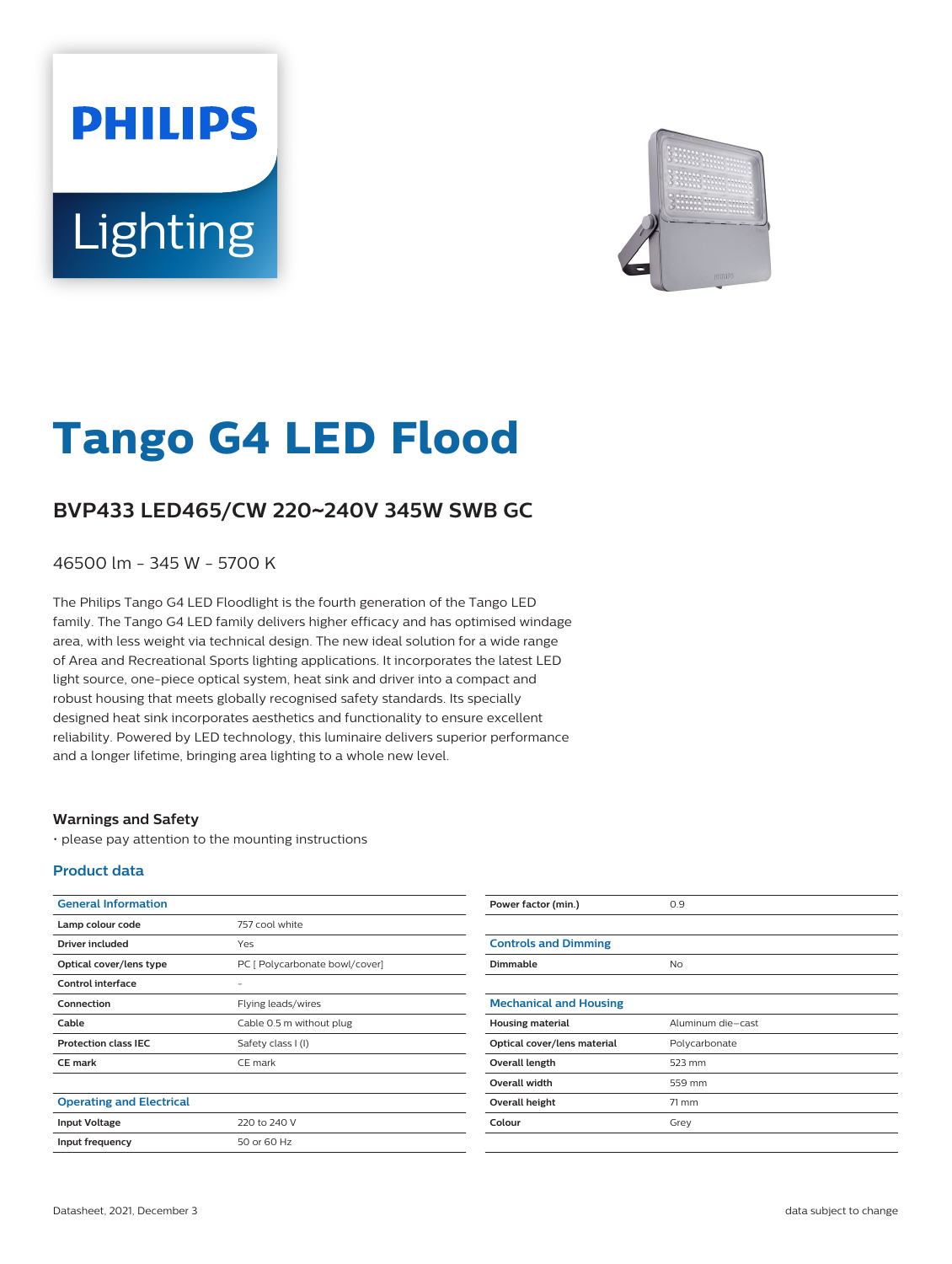# Tango G4 LED Flood

## BVP433 LED465/CW 220~240V 345W SWB GC

46500 lm - 345 W - 5700 K

The Philips Tango G4 LED Floodlight is the fourth generation of the Tango LED family. The Tango G4 LED family delivers higher efficacy and has optimised windage area, with less weight via technical design. The new ideal solution for a wide range of Area and Recreational Sports lighting applications. It incorporates the latest LED light source, one-piece optical system, heat sink and driver into a compact and robust housing that meets globally recognised safety standards. Its specially designed heat sink incorporates aesthetics and functionality to ensure excellent reliability. Powered by LED technology, this luminaire delivers superior performance and a longer lifetime, bringing area lighting to a whole new level.

### Warnings and Safety

• please pay attention to the mounting instructions

### Product data

| General Information | |
|---|---|
| Lamp colour code | 757 cool white |
| Driver included | Yes |
| Optical cover/lens type | PC [ Polycarbonate bowl/cover] |
| Control interface | - |
| Connection | Flying leads/wires |
| Cable | Cable 0.5 m without plug |
| Protection class IEC | Safety class I (I) |
| CE mark | CE mark |

| Operating and Electrical | |
|---|---|
| Input Voltage | 220 to 240 V |
| Input frequency | 50 or 60 Hz |
| Power factor (min.) | 0.9 |

| Controls and Dimming | |
|---|---|
| Dimmable | No |

| Mechanical and Housing | |
|---|---|
| Housing material | Aluminum die-cast |
| Optical cover/lens material | Polycarbonate |
| Overall length | 523 mm |
| Overall width | 559 mm |
| Overall height | 71 mm |
| Colour | Grey |

Datasheet, 2021, December 3 data subject to change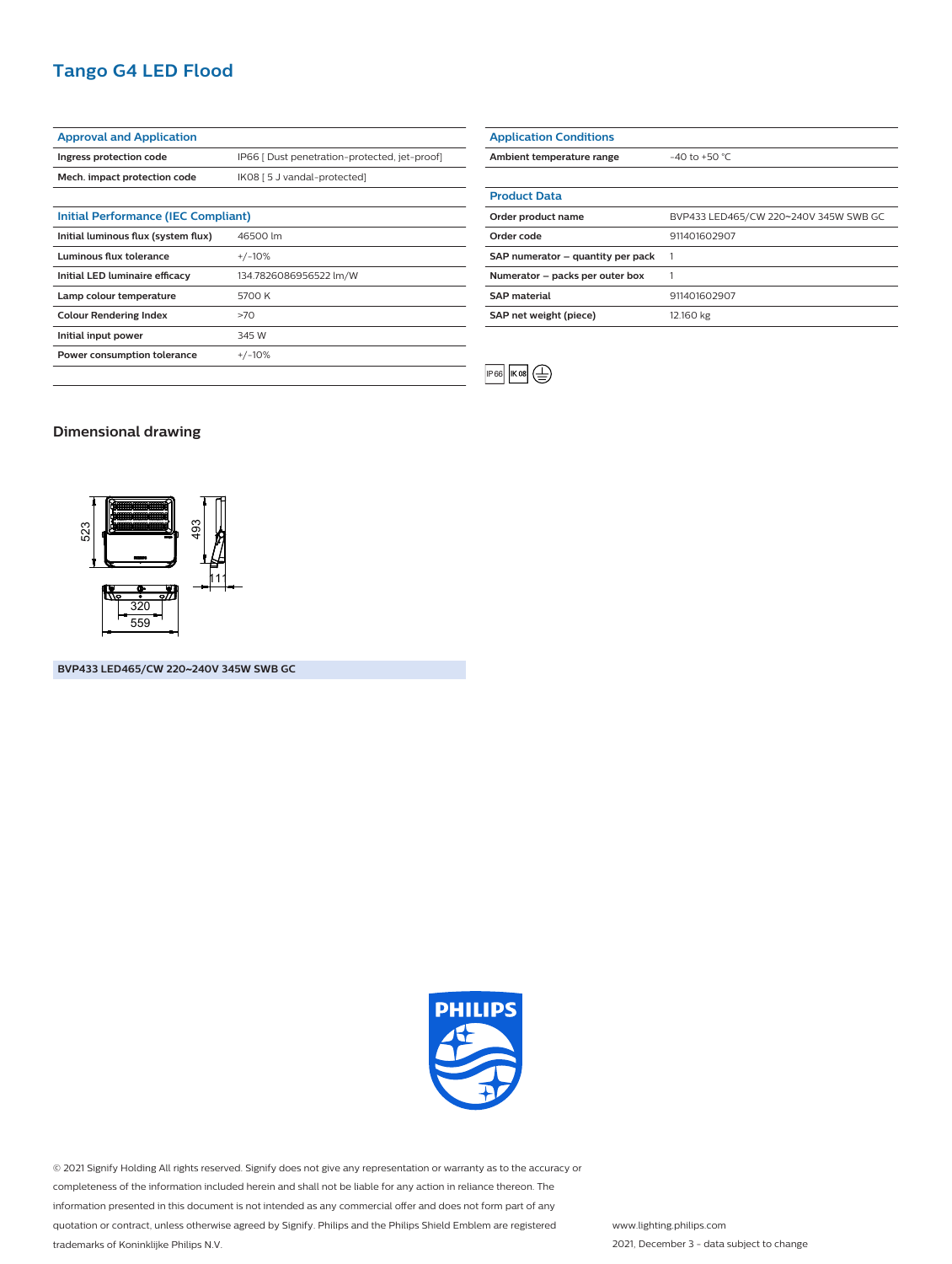# Tango G4 LED Flood

| Approval and Application | |
|---|---|
| Ingress protection code | IP66 [ Dust penetration-protected, jet-proof] |
| Mech. impact protection code | IK08 [ 5 J vandal-protected] |

| Initial Performance (IEC Compliant) | |
|---|---|
| Initial luminous flux (system flux) | 46500 lm |
| Luminous flux tolerance | +/-10% |
| Initial LED luminaire efficacy | 134.7826086956522 lm/W |
| Lamp colour temperature | 5700 K |
| Colour Rendering Index | >70 |
| Initial input power | 345 W |
| Power consumption tolerance | +/-10% |

| Application Conditions | |
|---|---|
| Ambient temperature range | -40 to +50 °C |

| Product Data | |
|---|---|
| Order product name | BVP433 LED465/CW 220~240V 345W SWB GC |
| Order code | 911401602907 |
| SAP numerator – quantity per pack | 1 |
| Numerator – packs per outer box | 1 |
| SAP material | 911401602907 |
| SAP net weight (piece) | 12.160 kg |

IP66 IK08

## Dimensional drawing

523
493
111
320
559

**BVP433 LED465/CW 220~240V 345W SWB GC**

© 2021 Signify Holding All rights reserved. Signify does not give any representation or warranty as to the accuracy or completeness of the information included herein and shall not be liable for any action in reliance thereon. The information presented in this document is not intended as any commercial offer and does not form part of any quotation or contract, unless otherwise agreed by Signify. Philips and the Philips Shield Emblem are registered trademarks of Koninklijke Philips N.V.

www.lighting.philips.com
2021, December 3 - data subject to change